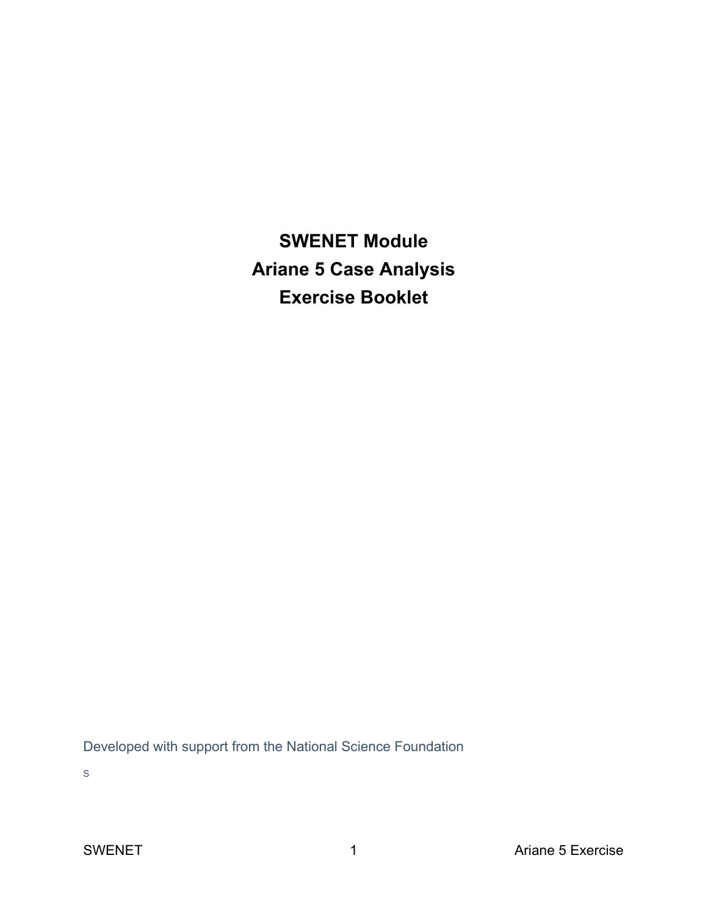# SWENET Module
# Ariane 5 Case Analysis
# Exercise Booklet

Developed with support from the National Science Foundation

S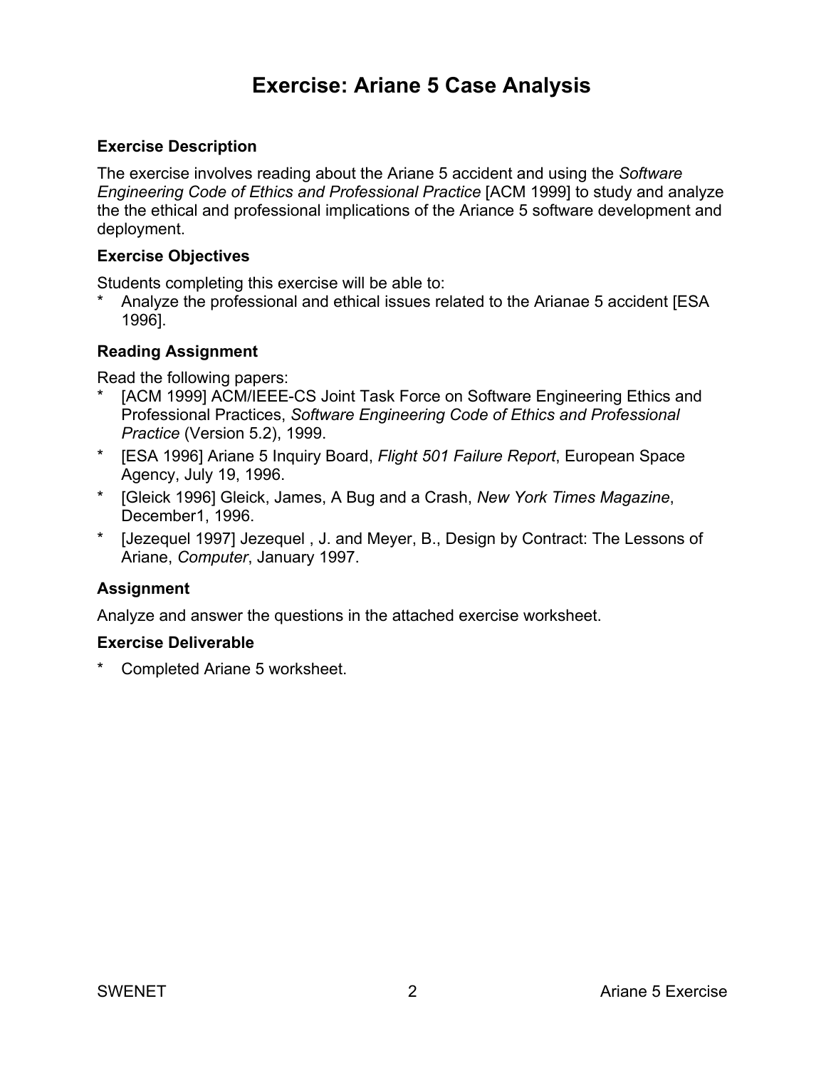# Exercise: Ariane 5 Case Analysis

### Exercise Description

The exercise involves reading about the Ariane 5 accident and using the *Software Engineering Code of Ethics and Professional Practice* [ACM 1999] to study and analyze the the ethical and professional implications of the Ariance 5 software development and deployment.

### Exercise Objectives

Students completing this exercise will be able to:

* Analyze the professional and ethical issues related to the Arianae 5 accident [ESA 1996].

### Reading Assignment

Read the following papers:

* [ACM 1999] ACM/IEEE-CS Joint Task Force on Software Engineering Ethics and Professional Practices, *Software Engineering Code of Ethics and Professional Practice* (Version 5.2), 1999.
* [ESA 1996] Ariane 5 Inquiry Board, *Flight 501 Failure Report*, European Space Agency, July 19, 1996.
* [Gleick 1996] Gleick, James, A Bug and a Crash, *New York Times Magazine*, December1, 1996.
* [Jezequel 1997] Jezequel , J. and Meyer, B., Design by Contract: The Lessons of Ariane, *Computer*, January 1997.

### Assignment

Analyze and answer the questions in the attached exercise worksheet.

### Exercise Deliverable

* Completed Ariane 5 worksheet.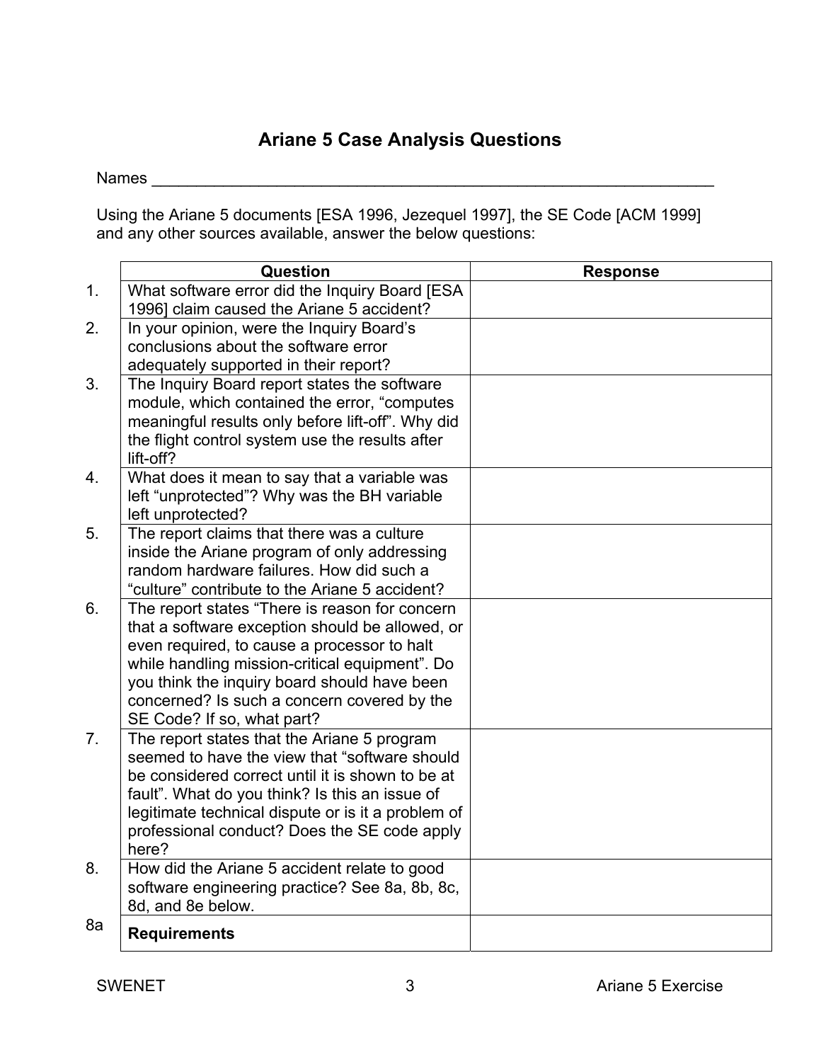# Ariane 5 Case Analysis Questions

Names ______________________________________________________________

Using the Ariane 5 documents [ESA 1996, Jezequel 1997], the SE Code [ACM 1999] and any other sources available, answer the below questions:

| | Question | Response |
|---|---|---|
| 1. | What software error did the Inquiry Board [ESA 1996] claim caused the Ariane 5 accident? | |
| 2. | In your opinion, were the Inquiry Board's conclusions about the software error adequately supported in their report? | |
| 3. | The Inquiry Board report states the software module, which contained the error, "computes meaningful results only before lift-off". Why did the flight control system use the results after lift-off? | |
| 4. | What does it mean to say that a variable was left "unprotected"? Why was the BH variable left unprotected? | |
| 5. | The report claims that there was a culture inside the Ariane program of only addressing random hardware failures. How did such a "culture" contribute to the Ariane 5 accident? | |
| 6. | The report states "There is reason for concern that a software exception should be allowed, or even required, to cause a processor to halt while handling mission-critical equipment". Do you think the inquiry board should have been concerned? Is such a concern covered by the SE Code? If so, what part? | |
| 7. | The report states that the Ariane 5 program seemed to have the view that "software should be considered correct until it is shown to be at fault". What do you think? Is this an issue of legitimate technical dispute or is it a problem of professional conduct? Does the SE code apply here? | |
| 8. | How did the Ariane 5 accident relate to good software engineering practice? See 8a, 8b, 8c, 8d, and 8e below. | |
| 8a | **Requirements** | |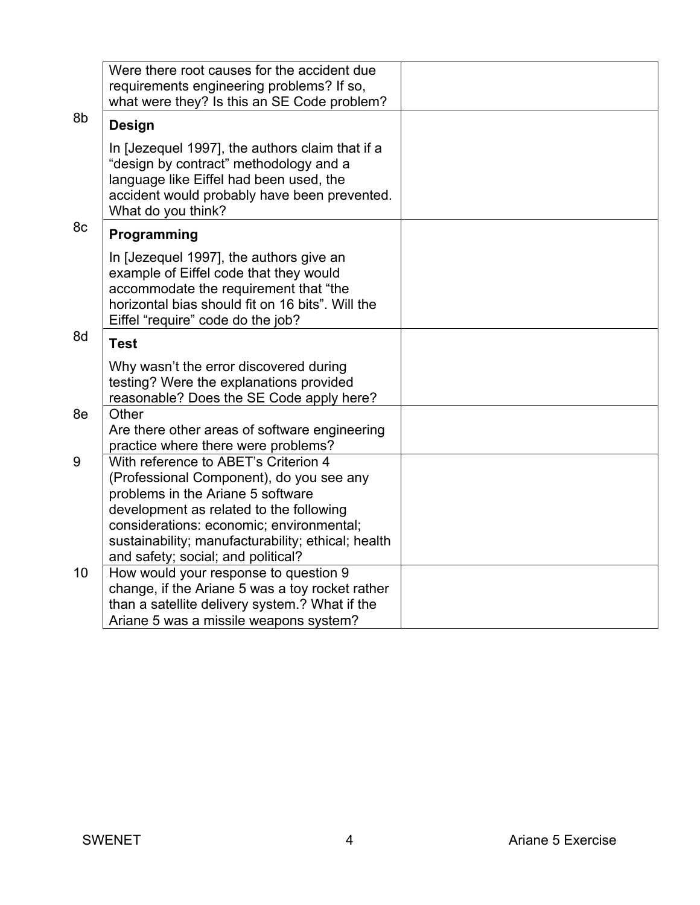| | | |
|---|---|---|
| | Were there root causes for the accident due requirements engineering problems? If so, what were they? Is this an SE Code problem? | |
| 8b | **Design**<br><br>In [Jezequel 1997], the authors claim that if a “design by contract” methodology and a language like Eiffel had been used, the accident would probably have been prevented. What do you think? | |
| 8c | **Programming**<br><br>In [Jezequel 1997], the authors give an example of Eiffel code that they would accommodate the requirement that “the horizontal bias should fit on 16 bits”. Will the Eiffel “require” code do the job? | |
| 8d | **Test**<br><br>Why wasn’t the error discovered during testing? Were the explanations provided reasonable? Does the SE Code apply here? | |
| 8e | Other<br>Are there other areas of software engineering practice where there were problems? | |
| 9 | With reference to ABET’s Criterion 4 (Professional Component), do you see any problems in the Ariane 5 software development as related to the following considerations: economic; environmental; sustainability; manufacturability; ethical; health and safety; social; and political? | |
| 10 | How would your response to question 9 change, if the Ariane 5 was a toy rocket rather than a satellite delivery system.? What if the Ariane 5 was a missile weapons system? | |